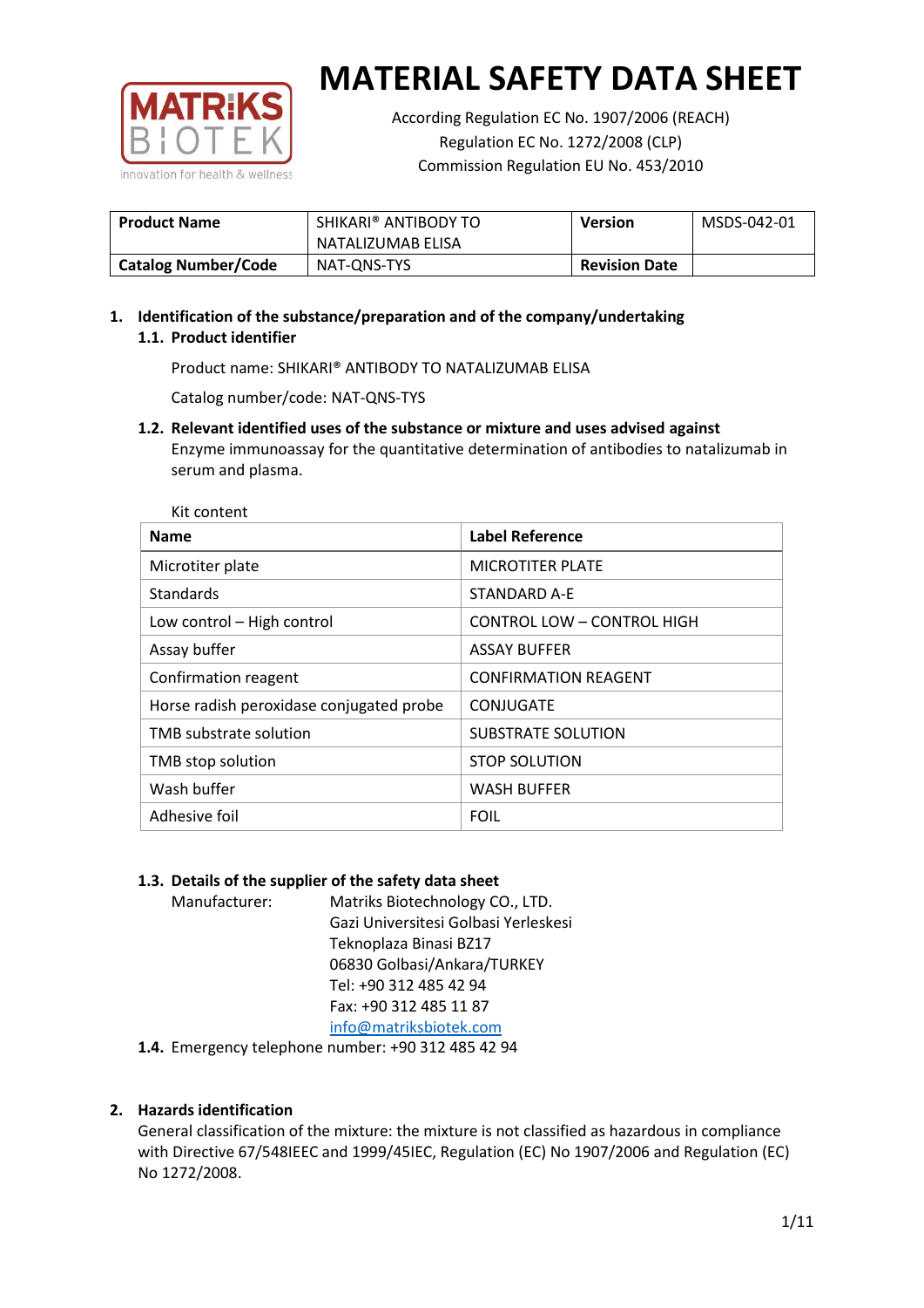# MATERIAL SAFETY DATA SHEET

According Regulation EC No. 1907/2006 (REACH)
Regulation EC No. 1272/2008 (CLP)
Commission Regulation EU No. 453/2010

| **Product Name** | SHIKARI® ANTIBODY TO NATALIZUMAB ELISA | **Version** | MSDS-042-01 |
|---|---|---|---|
| **Catalog Number/Code** | NAT-QNS-TYS | **Revision Date** | |

## 1. Identification of the substance/preparation and of the company/undertaking

### 1.1. Product identifier

Product name: SHIKARI® ANTIBODY TO NATALIZUMAB ELISA

Catalog number/code: NAT-QNS-TYS

### 1.2. Relevant identified uses of the substance or mixture and uses advised against

Enzyme immunoassay for the quantitative determination of antibodies to natalizumab in serum and plasma.

Kit content

| Name | Label Reference |
|---|---|
| Microtiter plate | MICROTITER PLATE |
| Standards | STANDARD A-E |
| Low control – High control | CONTROL LOW – CONTROL HIGH |
| Assay buffer | ASSAY BUFFER |
| Confirmation reagent | CONFIRMATION REAGENT |
| Horse radish peroxidase conjugated probe | CONJUGATE |
| TMB substrate solution | SUBSTRATE SOLUTION |
| TMB stop solution | STOP SOLUTION |
| Wash buffer | WASH BUFFER |
| Adhesive foil | FOIL |

### 1.3. Details of the supplier of the safety data sheet

Manufacturer: Matriks Biotechnology CO., LTD.
Gazi Universitesi Golbasi Yerleskesi
Teknoplaza Binasi BZ17
06830 Golbasi/Ankara/TURKEY
Tel: +90 312 485 42 94
Fax: +90 312 485 11 87
info@matriksbiotek.com

**1.4.** Emergency telephone number: +90 312 485 42 94

## 2. Hazards identification

General classification of the mixture: the mixture is not classified as hazardous in compliance with Directive 67/548IEEC and 1999/45IEC, Regulation (EC) No 1907/2006 and Regulation (EC) No 1272/2008.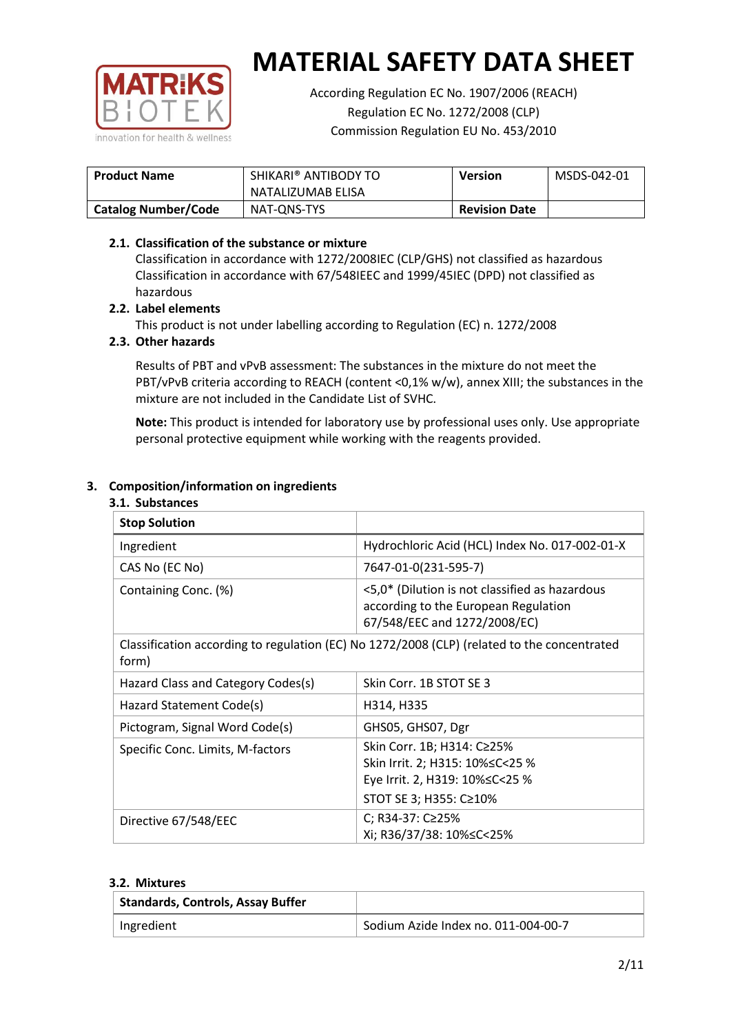# MATERIAL SAFETY DATA SHEET

According Regulation EC No. 1907/2006 (REACH)
Regulation EC No. 1272/2008 (CLP)
Commission Regulation EU No. 453/2010

| Product Name | SHIKARI® ANTIBODY TO NATALIZUMAB ELISA | Version | MSDS-042-01 |
|---|---|---|---|
| Catalog Number/Code | NAT-QNS-TYS | Revision Date | |

### 2.1. Classification of the substance or mixture

Classification in accordance with 1272/2008IEC (CLP/GHS) not classified as hazardous
Classification in accordance with 67/548IEEC and 1999/45IEC (DPD) not classified as hazardous

### 2.2. Label elements

This product is not under labelling according to Regulation (EC) n. 1272/2008

### 2.3. Other hazards

Results of PBT and vPvB assessment: The substances in the mixture do not meet the PBT/vPvB criteria according to REACH (content <0,1% w/w), annex XIII; the substances in the mixture are not included in the Candidate List of SVHC.

**Note:** This product is intended for laboratory use by professional uses only. Use appropriate personal protective equipment while working with the reagents provided.

## 3. Composition/information on ingredients

### 3.1. Substances

| Stop Solution | |
|---|---|
| Ingredient | Hydrochloric Acid (HCL) Index No. 017-002-01-X |
| CAS No (EC No) | 7647-01-0(231-595-7) |
| Containing Conc. (%) | <5,0* (Dilution is not classified as hazardous according to the European Regulation 67/548/EEC and 1272/2008/EC) |
| Classification according to regulation (EC) No 1272/2008 (CLP) (related to the concentrated form) | |
| Hazard Class and Category Codes(s) | Skin Corr. 1B STOT SE 3 |
| Hazard Statement Code(s) | H314, H335 |
| Pictogram, Signal Word Code(s) | GHS05, GHS07, Dgr |
| Specific Conc. Limits, M-factors | Skin Corr. 1B; H314: C≥25%<br>Skin Irrit. 2; H315: 10%≤C<25 %<br>Eye Irrit. 2, H319: 10%≤C<25 %<br>STOT SE 3; H355: C≥10% |
| Directive 67/548/EEC | C; R34-37: C≥25%<br>Xi; R36/37/38: 10%≤C<25% |

### 3.2. Mixtures

| Standards, Controls, Assay Buffer | |
|---|---|
| Ingredient | Sodium Azide Index no. 011-004-00-7 |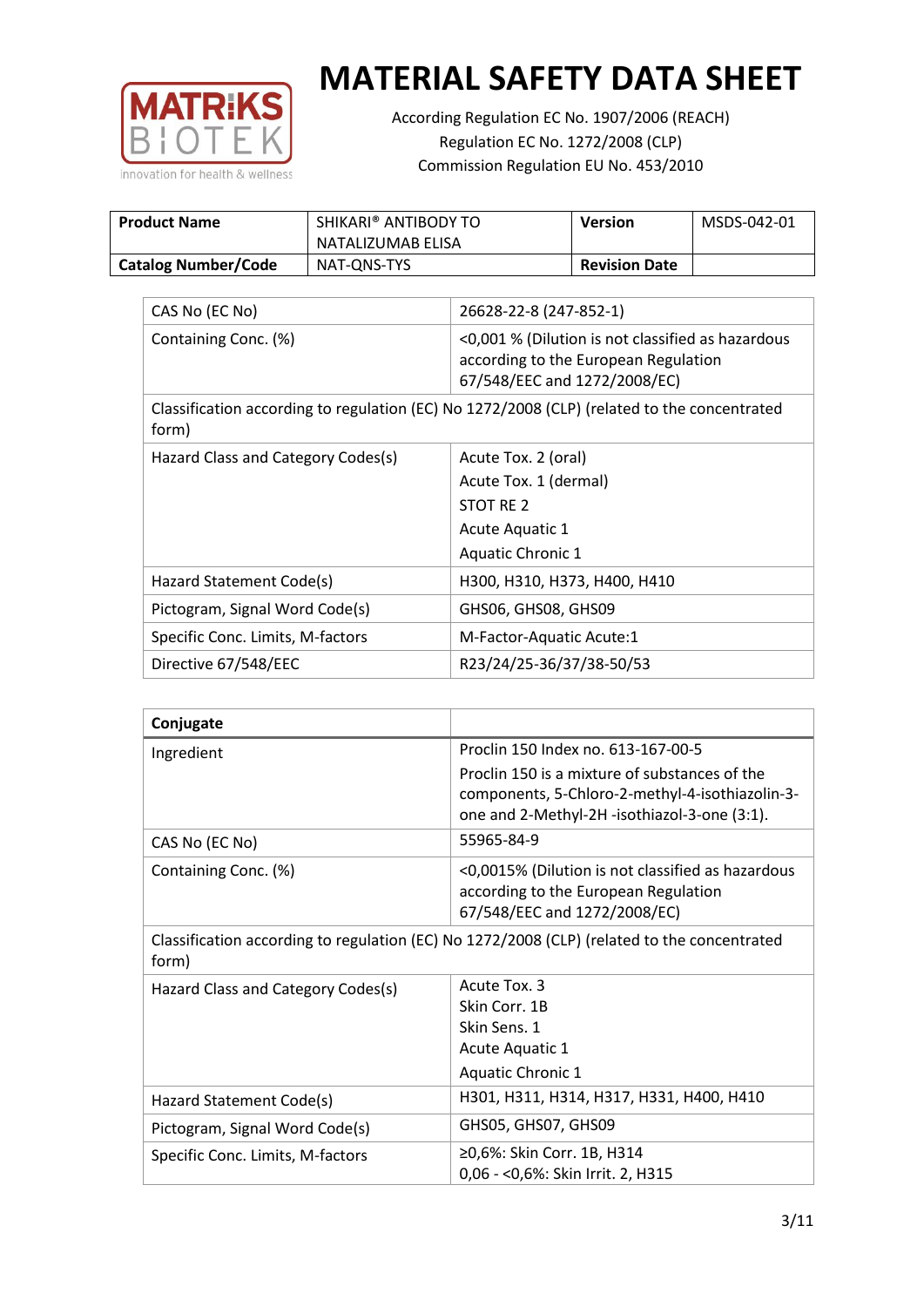# MATERIAL SAFETY DATA SHEET

According Regulation EC No. 1907/2006 (REACH)
Regulation EC No. 1272/2008 (CLP)
Commission Regulation EU No. 453/2010

| **Product Name** | SHIKARI® ANTIBODY TO NATALIZUMAB ELISA | **Version** | MSDS-042-01 |
|---|---|---|---|
| **Catalog Number/Code** | NAT-QNS-TYS | **Revision Date** | |

| CAS No (EC No) | 26628-22-8 (247-852-1) |
|---|---|
| Containing Conc. (%) | <0,001 % (Dilution is not classified as hazardous according to the European Regulation 67/548/EEC and 1272/2008/EC) |
| Classification according to regulation (EC) No 1272/2008 (CLP) (related to the concentrated form) | |
| Hazard Class and Category Codes(s) | Acute Tox. 2 (oral)<br>Acute Tox. 1 (dermal)<br>STOT RE 2<br>Acute Aquatic 1<br>Aquatic Chronic 1 |
| Hazard Statement Code(s) | H300, H310, H373, H400, H410 |
| Pictogram, Signal Word Code(s) | GHS06, GHS08, GHS09 |
| Specific Conc. Limits, M-factors | M-Factor-Aquatic Acute:1 |
| Directive 67/548/EEC | R23/24/25-36/37/38-50/53 |

| **Conjugate** | |
|---|---|
| Ingredient | Proclin 150 Index no. 613-167-00-5<br>Proclin 150 is a mixture of substances of the components, 5-Chloro-2-methyl-4-isothiazolin-3-one and 2-Methyl-2H -isothiazol-3-one (3:1). |
| CAS No (EC No) | 55965-84-9 |
| Containing Conc. (%) | <0,0015% (Dilution is not classified as hazardous according to the European Regulation 67/548/EEC and 1272/2008/EC) |
| Classification according to regulation (EC) No 1272/2008 (CLP) (related to the concentrated form) | |
| Hazard Class and Category Codes(s) | Acute Tox. 3<br>Skin Corr. 1B<br>Skin Sens. 1<br>Acute Aquatic 1<br>Aquatic Chronic 1 |
| Hazard Statement Code(s) | H301, H311, H314, H317, H331, H400, H410 |
| Pictogram, Signal Word Code(s) | GHS05, GHS07, GHS09 |
| Specific Conc. Limits, M-factors | ≥0,6%: Skin Corr. 1B, H314<br>0,06 - <0,6%: Skin Irrit. 2, H315 |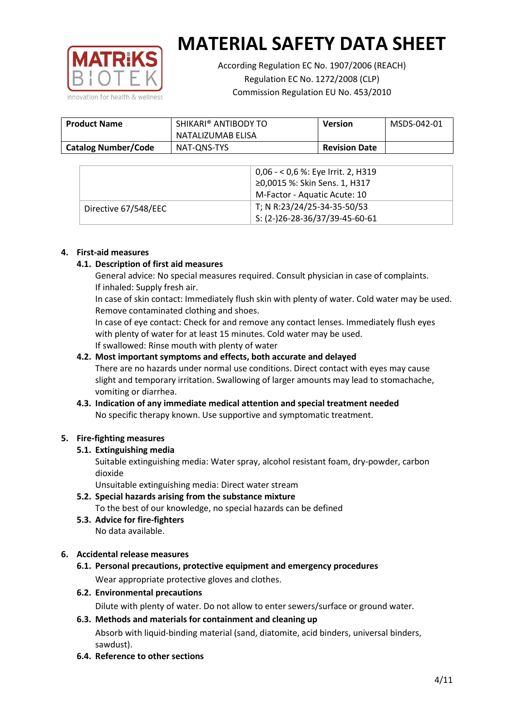# MATERIAL SAFETY DATA SHEET

According Regulation EC No. 1907/2006 (REACH)
Regulation EC No. 1272/2008 (CLP)
Commission Regulation EU No. 453/2010

| Product Name | SHIKARI® ANTIBODY TO NATALIZUMAB ELISA | Version | MSDS-042-01 |
|---|---|---|---|
| Catalog Number/Code | NAT-QNS-TYS | Revision Date | |

| | |
|---|---|
| | 0,06 - < 0,6 %: Eye Irrit. 2, H319<br>≥0,0015 %: Skin Sens. 1, H317<br>M-Factor - Aquatic Acute: 10 |
| Directive 67/548/EEC | T; N R:23/24/25-34-35-50/53<br>S: (2-)26-28-36/37/39-45-60-61 |

## 4. First-aid measures

### 4.1. Description of first aid measures

General advice: No special measures required. Consult physician in case of complaints.
If inhaled: Supply fresh air.
In case of skin contact: Immediately flush skin with plenty of water. Cold water may be used. Remove contaminated clothing and shoes.
In case of eye contact: Check for and remove any contact lenses. Immediately flush eyes with plenty of water for at least 15 minutes. Cold water may be used.
If swallowed: Rinse mouth with plenty of water

### 4.2. Most important symptoms and effects, both accurate and delayed

There are no hazards under normal use conditions. Direct contact with eyes may cause slight and temporary irritation. Swallowing of larger amounts may lead to stomachache, vomiting or diarrhea.

### 4.3. Indication of any immediate medical attention and special treatment needed

No specific therapy known. Use supportive and symptomatic treatment.

## 5. Fire-fighting measures

### 5.1. Extinguishing media

Suitable extinguishing media: Water spray, alcohol resistant foam, dry-powder, carbon dioxide
Unsuitable extinguishing media: Direct water stream

### 5.2. Special hazards arising from the substance mixture

To the best of our knowledge, no special hazards can be defined

### 5.3. Advice for fire-fighters

No data available.

## 6. Accidental release measures

### 6.1. Personal precautions, protective equipment and emergency procedures

Wear appropriate protective gloves and clothes.

### 6.2. Environmental precautions

Dilute with plenty of water. Do not allow to enter sewers/surface or ground water.

### 6.3. Methods and materials for containment and cleaning up

Absorb with liquid-binding material (sand, diatomite, acid binders, universal binders, sawdust).

### 6.4. Reference to other sections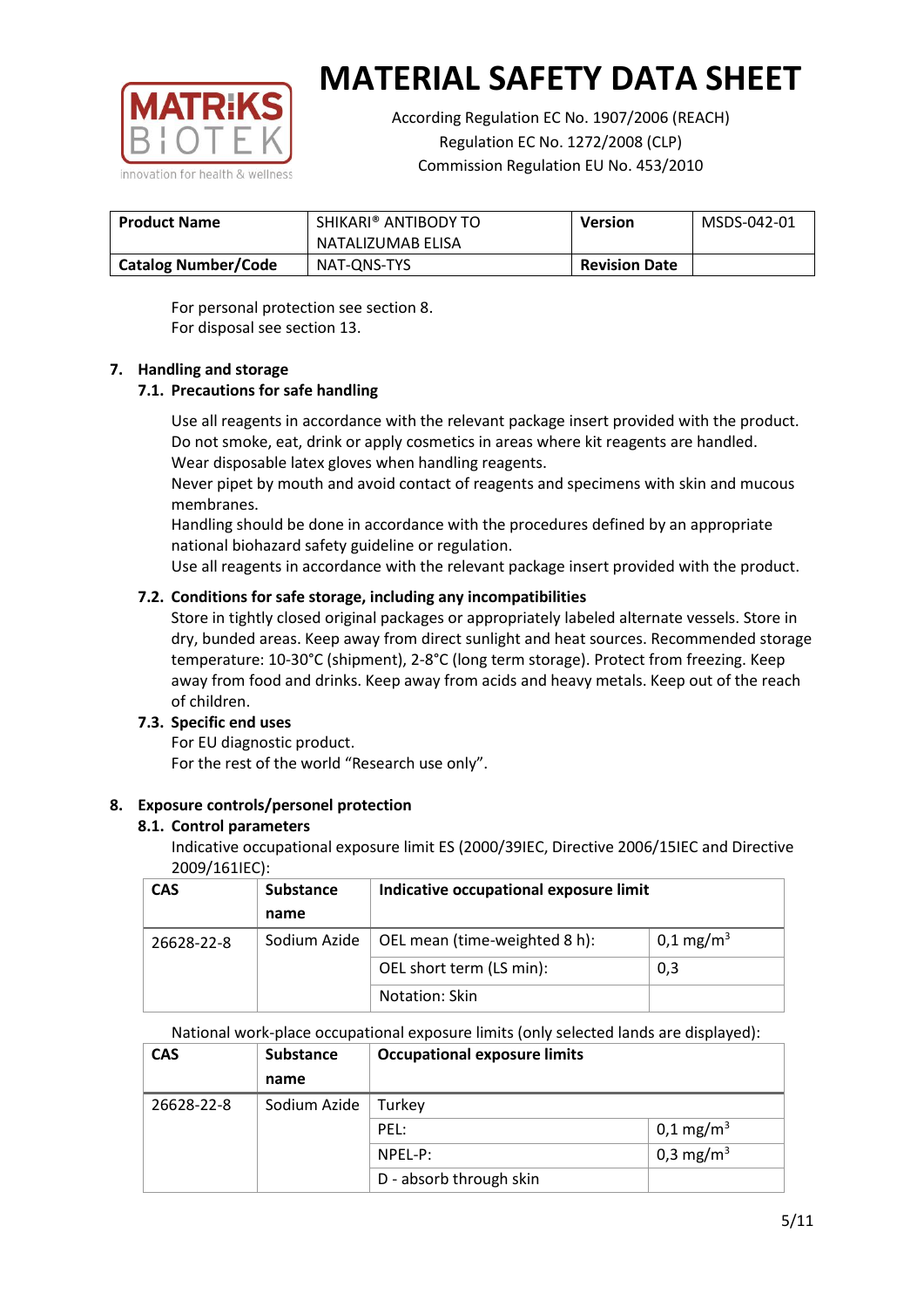# MATERIAL SAFETY DATA SHEET

According Regulation EC No. 1907/2006 (REACH)
Regulation EC No. 1272/2008 (CLP)
Commission Regulation EU No. 453/2010

| **Product Name** | SHIKARI® ANTIBODY TO NATALIZUMAB ELISA | **Version** | MSDS-042-01 |
|---|---|---|---|
| **Catalog Number/Code** | NAT-QNS-TYS | **Revision Date** | |

For personal protection see section 8.
For disposal see section 13.

## 7. Handling and storage

### 7.1. Precautions for safe handling

Use all reagents in accordance with the relevant package insert provided with the product.
Do not smoke, eat, drink or apply cosmetics in areas where kit reagents are handled.
Wear disposable latex gloves when handling reagents.
Never pipet by mouth and avoid contact of reagents and specimens with skin and mucous membranes.
Handling should be done in accordance with the procedures defined by an appropriate national biohazard safety guideline or regulation.
Use all reagents in accordance with the relevant package insert provided with the product.

### 7.2. Conditions for safe storage, including any incompatibilities

Store in tightly closed original packages or appropriately labeled alternate vessels. Store in dry, bunded areas. Keep away from direct sunlight and heat sources. Recommended storage temperature: 10-30°C (shipment), 2-8°C (long term storage). Protect from freezing. Keep away from food and drinks. Keep away from acids and heavy metals. Keep out of the reach of children.

### 7.3. Specific end uses

For EU diagnostic product.
For the rest of the world "Research use only".

## 8. Exposure controls/personel protection

### 8.1. Control parameters

Indicative occupational exposure limit ES (2000/39IEC, Directive 2006/15IEC and Directive 2009/161IEC):

| CAS | Substance name | Indicative occupational exposure limit | |
|---|---|---|---|
| 26628-22-8 | Sodium Azide | OEL mean (time-weighted 8 h): | 0,1 mg/m$^3$ |
| | | OEL short term (LS min): | 0,3 |
| | | Notation: Skin | |

National work-place occupational exposure limits (only selected lands are displayed):

| CAS | Substance name | Occupational exposure limits | |
|---|---|---|---|
| 26628-22-8 | Sodium Azide | Turkey | |
| | | PEL: | 0,1 mg/m$^3$ |
| | | NPEL-P: | 0,3 mg/m$^3$ |
| | | D - absorb through skin | |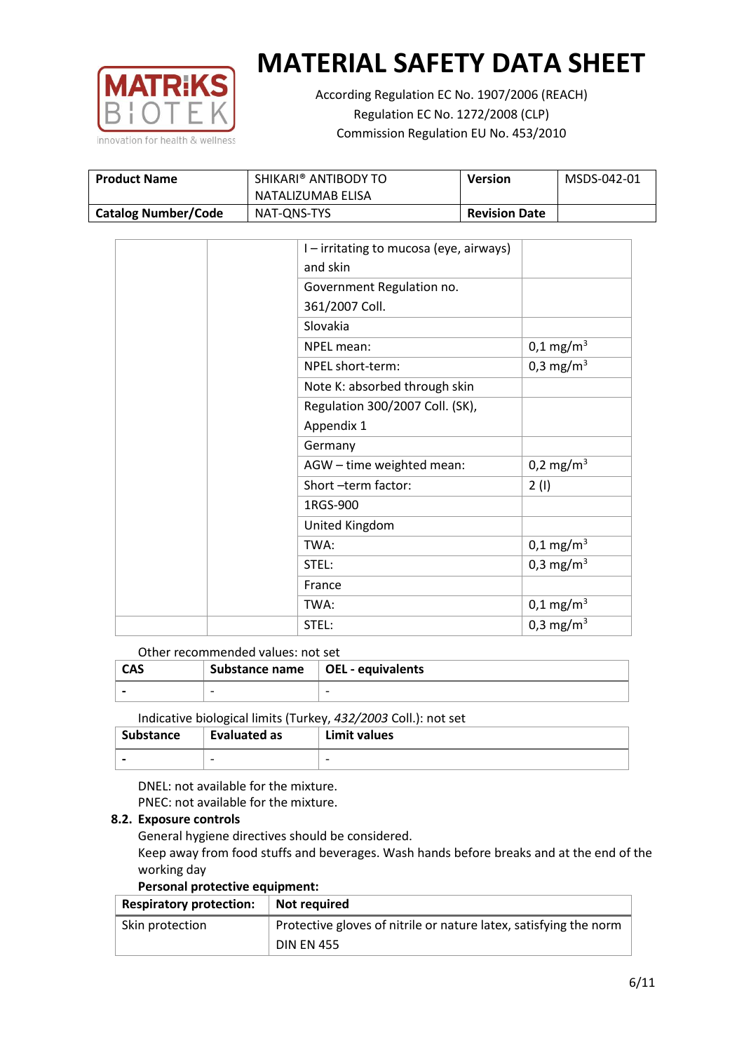# MATERIAL SAFETY DATA SHEET

According Regulation EC No. 1907/2006 (REACH)
Regulation EC No. 1272/2008 (CLP)
Commission Regulation EU No. 453/2010

| Product Name | SHIKARI® ANTIBODY TO NATALIZUMAB ELISA | Version | MSDS-042-01 |
|---|---|---|---|
| Catalog Number/Code | NAT-QNS-TYS | Revision Date | |

| | | | |
|---|---|---|---|
| | | I – irritating to mucosa (eye, airways) and skin | |
| | | Government Regulation no. 361/2007 Coll. | |
| | | Slovakia | |
| | | NPEL mean: | 0,1 mg/m$^3$ |
| | | NPEL short-term: | 0,3 mg/m$^3$ |
| | | Note K: absorbed through skin | |
| | | Regulation 300/2007 Coll. (SK), Appendix 1 | |
| | | Germany | |
| | | AGW – time weighted mean: | 0,2 mg/m$^3$ |
| | | Short –term factor: | 2 (I) |
| | | 1RGS-900 | |
| | | United Kingdom | |
| | | TWA: | 0,1 mg/m$^3$ |
| | | STEL: | 0,3 mg/m$^3$ |
| | | France | |
| | | TWA: | 0,1 mg/m$^3$ |
| | | STEL: | 0,3 mg/m$^3$ |

Other recommended values: not set

| CAS | Substance name | OEL - equivalents |
|---|---|---|
| - | - | - |

Indicative biological limits (Turkey, *432/2003* Coll.): not set

| Substance | Evaluated as | Limit values |
|---|---|---|
| - | - | - |

DNEL: not available for the mixture.
PNEC: not available for the mixture.

### 8.2. Exposure controls

General hygiene directives should be considered.
Keep away from food stuffs and beverages. Wash hands before breaks and at the end of the working day

**Personal protective equipment:**

| Respiratory protection: | Not required |
|---|---|
| Skin protection | Protective gloves of nitrile or nature latex, satisfying the norm DIN EN 455 |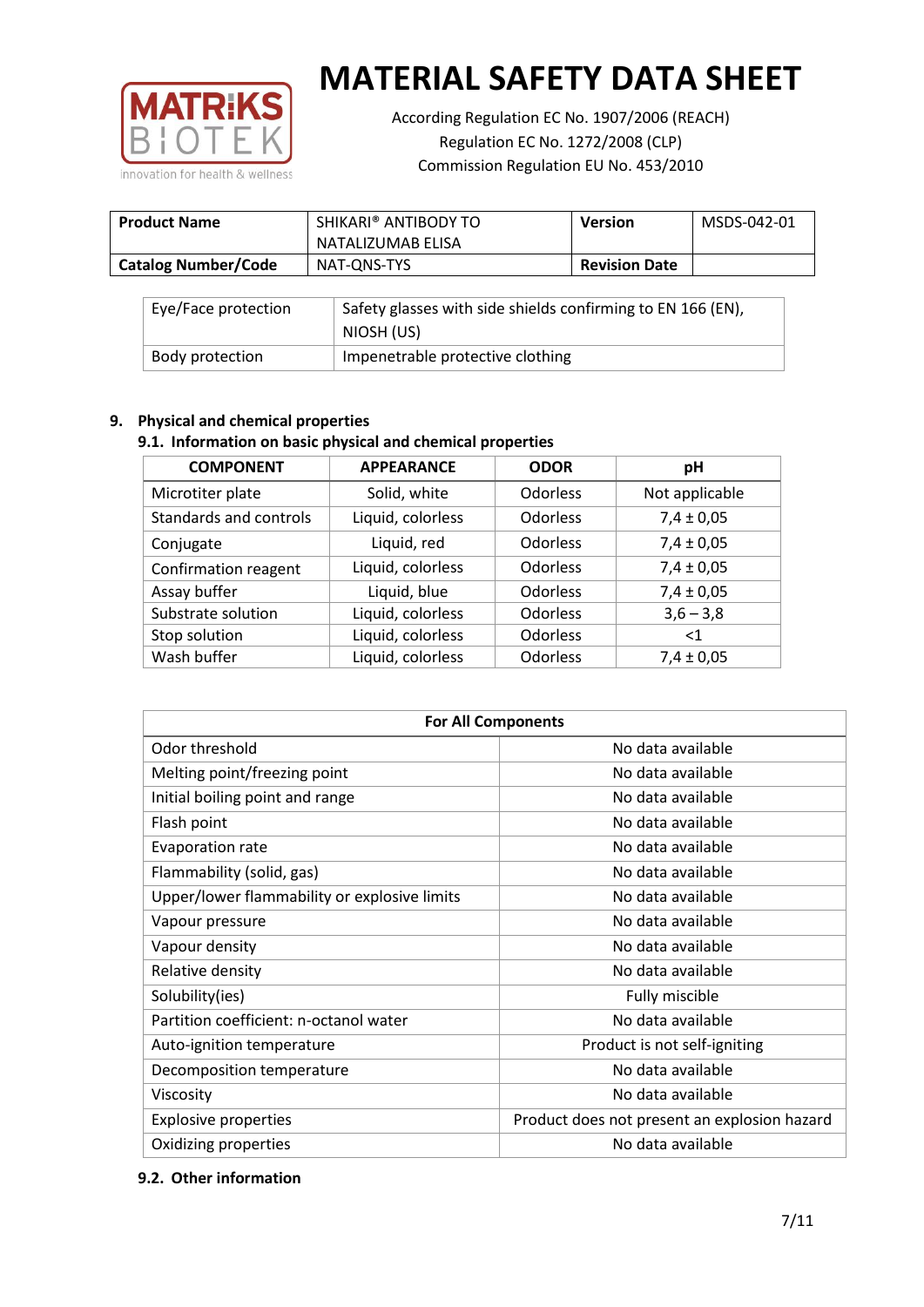# MATERIAL SAFETY DATA SHEET

According Regulation EC No. 1907/2006 (REACH)
Regulation EC No. 1272/2008 (CLP)
Commission Regulation EU No. 453/2010

| **Product Name** | SHIKARI® ANTIBODY TO NATALIZUMAB ELISA | **Version** | MSDS-042-01 |
|---|---|---|---|
| **Catalog Number/Code** | NAT-QNS-TYS | **Revision Date** | |

| Eye/Face protection | Safety glasses with side shields confirming to EN 166 (EN), NIOSH (US) |
|---|---|
| Body protection | Impenetrable protective clothing |

## 9. Physical and chemical properties

### 9.1. Information on basic physical and chemical properties

| COMPONENT | APPEARANCE | ODOR | pH |
|---|---|---|---|
| Microtiter plate | Solid, white | Odorless | Not applicable |
| Standards and controls | Liquid, colorless | Odorless | 7,4 ± 0,05 |
| Conjugate | Liquid, red | Odorless | 7,4 ± 0,05 |
| Confirmation reagent | Liquid, colorless | Odorless | 7,4 ± 0,05 |
| Assay buffer | Liquid, blue | Odorless | 7,4 ± 0,05 |
| Substrate solution | Liquid, colorless | Odorless | 3,6 – 3,8 |
| Stop solution | Liquid, colorless | Odorless | <1 |
| Wash buffer | Liquid, colorless | Odorless | 7,4 ± 0,05 |

| For All Components | |
|---|---|
| Odor threshold | No data available |
| Melting point/freezing point | No data available |
| Initial boiling point and range | No data available |
| Flash point | No data available |
| Evaporation rate | No data available |
| Flammability (solid, gas) | No data available |
| Upper/lower flammability or explosive limits | No data available |
| Vapour pressure | No data available |
| Vapour density | No data available |
| Relative density | No data available |
| Solubility(ies) | Fully miscible |
| Partition coefficient: n-octanol water | No data available |
| Auto-ignition temperature | Product is not self-igniting |
| Decomposition temperature | No data available |
| Viscosity | No data available |
| Explosive properties | Product does not present an explosion hazard |
| Oxidizing properties | No data available |

### 9.2. Other information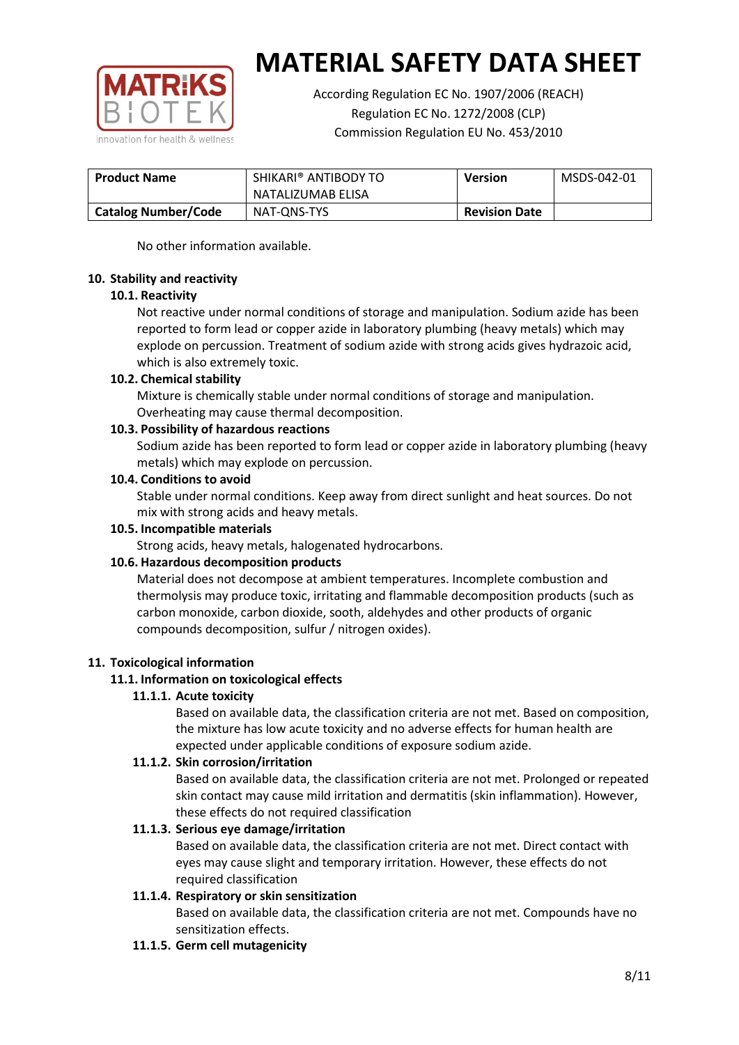No other information available.

## 10. Stability and reactivity

### 10.1. Reactivity

Not reactive under normal conditions of storage and manipulation. Sodium azide has been reported to form lead or copper azide in laboratory plumbing (heavy metals) which may explode on percussion. Treatment of sodium azide with strong acids gives hydrazoic acid, which is also extremely toxic.

### 10.2. Chemical stability

Mixture is chemically stable under normal conditions of storage and manipulation. Overheating may cause thermal decomposition.

### 10.3. Possibility of hazardous reactions

Sodium azide has been reported to form lead or copper azide in laboratory plumbing (heavy metals) which may explode on percussion.

### 10.4. Conditions to avoid

Stable under normal conditions. Keep away from direct sunlight and heat sources. Do not mix with strong acids and heavy metals.

### 10.5. Incompatible materials

Strong acids, heavy metals, halogenated hydrocarbons.

### 10.6. Hazardous decomposition products

Material does not decompose at ambient temperatures. Incomplete combustion and thermolysis may produce toxic, irritating and flammable decomposition products (such as carbon monoxide, carbon dioxide, sooth, aldehydes and other products of organic compounds decomposition, sulfur / nitrogen oxides).

## 11. Toxicological information

### 11.1. Information on toxicological effects

#### 11.1.1. Acute toxicity

Based on available data, the classification criteria are not met. Based on composition, the mixture has low acute toxicity and no adverse effects for human health are expected under applicable conditions of exposure sodium azide.

#### 11.1.2. Skin corrosion/irritation

Based on available data, the classification criteria are not met. Prolonged or repeated skin contact may cause mild irritation and dermatitis (skin inflammation). However, these effects do not required classification

#### 11.1.3. Serious eye damage/irritation

Based on available data, the classification criteria are not met. Direct contact with eyes may cause slight and temporary irritation. However, these effects do not required classification

#### 11.1.4. Respiratory or skin sensitization

Based on available data, the classification criteria are not met. Compounds have no sensitization effects.

#### 11.1.5. Germ cell mutagenicity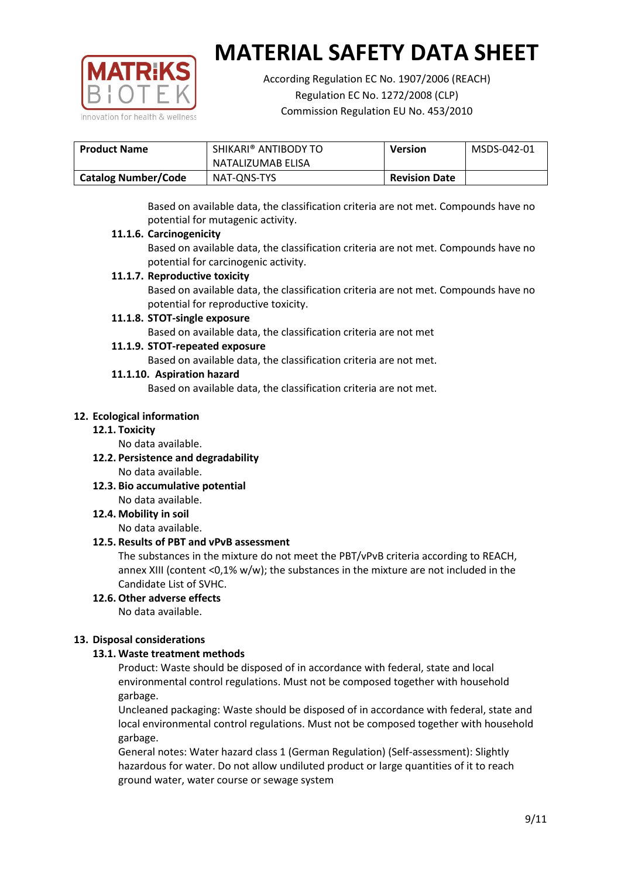Based on available data, the classification criteria are not met. Compounds have no potential for mutagenic activity.

#### 11.1.6. Carcinogenicity

Based on available data, the classification criteria are not met. Compounds have no potential for carcinogenic activity.

#### 11.1.7. Reproductive toxicity

Based on available data, the classification criteria are not met. Compounds have no potential for reproductive toxicity.

#### 11.1.8. STOT-single exposure

Based on available data, the classification criteria are not met

#### 11.1.9. STOT-repeated exposure

Based on available data, the classification criteria are not met.

#### 11.1.10. Aspiration hazard

Based on available data, the classification criteria are not met.

## 12. Ecological information

### 12.1. Toxicity

No data available.

### 12.2. Persistence and degradability

No data available.

### 12.3. Bio accumulative potential

No data available.

### 12.4. Mobility in soil

No data available.

### 12.5. Results of PBT and vPvB assessment

The substances in the mixture do not meet the PBT/vPvB criteria according to REACH, annex XIII (content <0,1% w/w); the substances in the mixture are not included in the Candidate List of SVHC.

### 12.6. Other adverse effects

No data available.

## 13. Disposal considerations

### 13.1. Waste treatment methods

Product: Waste should be disposed of in accordance with federal, state and local environmental control regulations. Must not be composed together with household garbage.

Uncleaned packaging: Waste should be disposed of in accordance with federal, state and local environmental control regulations. Must not be composed together with household garbage.

General notes: Water hazard class 1 (German Regulation) (Self-assessment): Slightly hazardous for water. Do not allow undiluted product or large quantities of it to reach ground water, water course or sewage system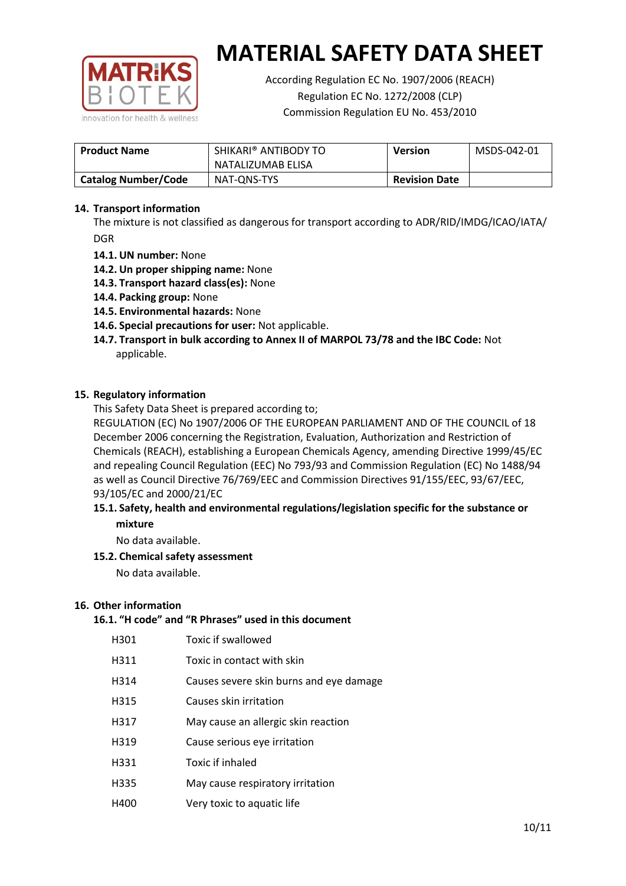# MATERIAL SAFETY DATA SHEET

According Regulation EC No. 1907/2006 (REACH)
Regulation EC No. 1272/2008 (CLP)
Commission Regulation EU No. 453/2010

| **Product Name** | SHIKARI® ANTIBODY TO NATALIZUMAB ELISA | **Version** | MSDS-042-01 |
|---|---|---|---|
| **Catalog Number/Code** | NAT-QNS-TYS | **Revision Date** | |

## 14. Transport information

The mixture is not classified as dangerous for transport according to ADR/RID/IMDG/ICAO/IATA/DGR

- **14.1. UN number:** None
- **14.2. Un proper shipping name:** None
- **14.3. Transport hazard class(es):** None
- **14.4. Packing group:** None
- **14.5. Environmental hazards:** None
- **14.6. Special precautions for user:** Not applicable.
- **14.7. Transport in bulk according to Annex II of MARPOL 73/78 and the IBC Code:** Not applicable.

## 15. Regulatory information

This Safety Data Sheet is prepared according to;

REGULATION (EC) No 1907/2006 OF THE EUROPEAN PARLIAMENT AND OF THE COUNCIL of 18 December 2006 concerning the Registration, Evaluation, Authorization and Restriction of Chemicals (REACH), establishing a European Chemicals Agency, amending Directive 1999/45/EC and repealing Council Regulation (EEC) No 793/93 and Commission Regulation (EC) No 1488/94 as well as Council Directive 76/769/EEC and Commission Directives 91/155/EEC, 93/67/EEC, 93/105/EC and 2000/21/EC

### 15.1. Safety, health and environmental regulations/legislation specific for the substance or mixture

No data available.

### 15.2. Chemical safety assessment

No data available.

## 16. Other information

### 16.1. “H code” and “R Phrases” used in this document

| | |
|---|---|
| H301 | Toxic if swallowed |
| H311 | Toxic in contact with skin |
| H314 | Causes severe skin burns and eye damage |
| H315 | Causes skin irritation |
| H317 | May cause an allergic skin reaction |
| H319 | Cause serious eye irritation |
| H331 | Toxic if inhaled |
| H335 | May cause respiratory irritation |
| H400 | Very toxic to aquatic life |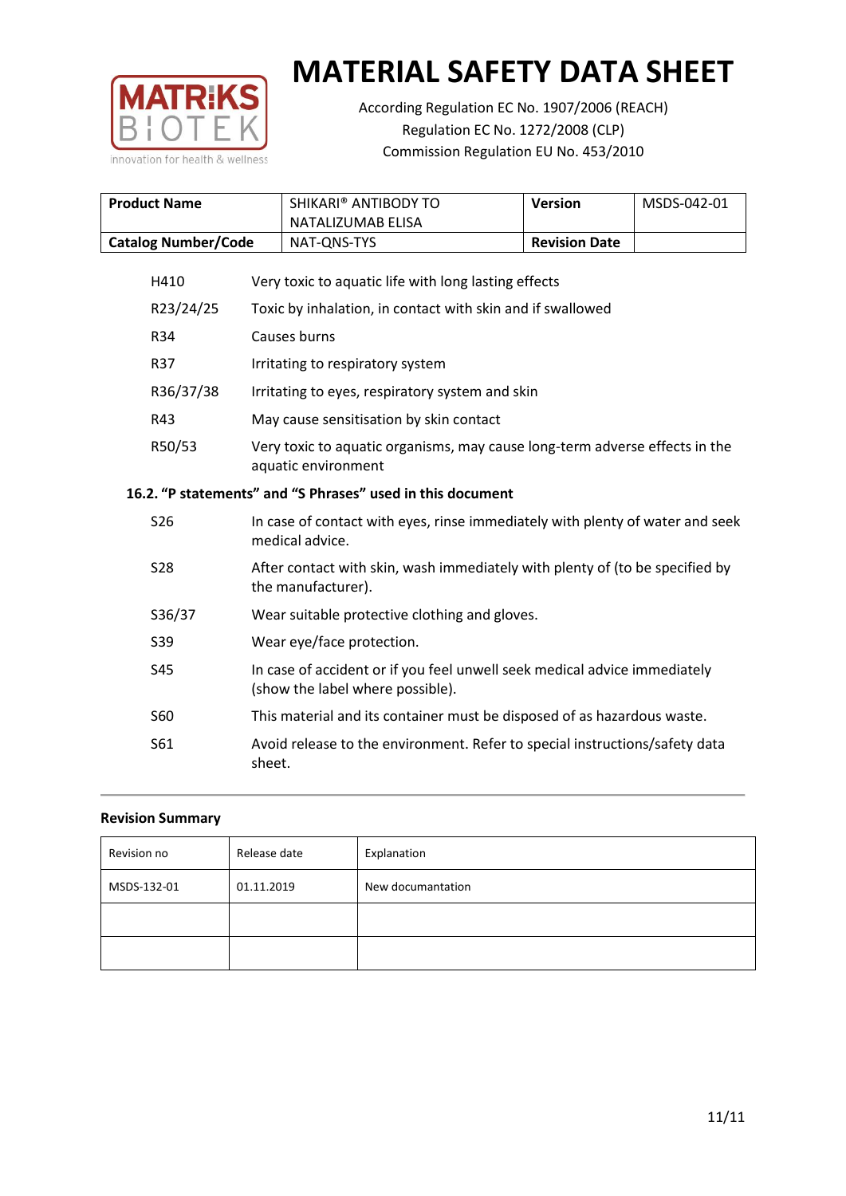# MATERIAL SAFETY DATA SHEET

According Regulation EC No. 1907/2006 (REACH)
Regulation EC No. 1272/2008 (CLP)
Commission Regulation EU No. 453/2010

| **Product Name** | SHIKARI® ANTIBODY TO NATALIZUMAB ELISA | **Version** | MSDS-042-01 |
|---|---|---|---|
| **Catalog Number/Code** | NAT-QNS-TYS | **Revision Date** | |

| | |
|---|---|
| H410 | Very toxic to aquatic life with long lasting effects |
| R23/24/25 | Toxic by inhalation, in contact with skin and if swallowed |
| R34 | Causes burns |
| R37 | Irritating to respiratory system |
| R36/37/38 | Irritating to eyes, respiratory system and skin |
| R43 | May cause sensitisation by skin contact |
| R50/53 | Very toxic to aquatic organisms, may cause long-term adverse effects in the aquatic environment |

### 16.2. “P statements” and “S Phrases” used in this document

| | |
|---|---|
| S26 | In case of contact with eyes, rinse immediately with plenty of water and seek medical advice. |
| S28 | After contact with skin, wash immediately with plenty of (to be specified by the manufacturer). |
| S36/37 | Wear suitable protective clothing and gloves. |
| S39 | Wear eye/face protection. |
| S45 | In case of accident or if you feel unwell seek medical advice immediately (show the label where possible). |
| S60 | This material and its container must be disposed of as hazardous waste. |
| S61 | Avoid release to the environment. Refer to special instructions/safety data sheet. |

---

**Revision Summary**

| Revision no | Release date | Explanation |
|---|---|---|
| MSDS-132-01 | 01.11.2019 | New documantation |
| | | |
| | | |